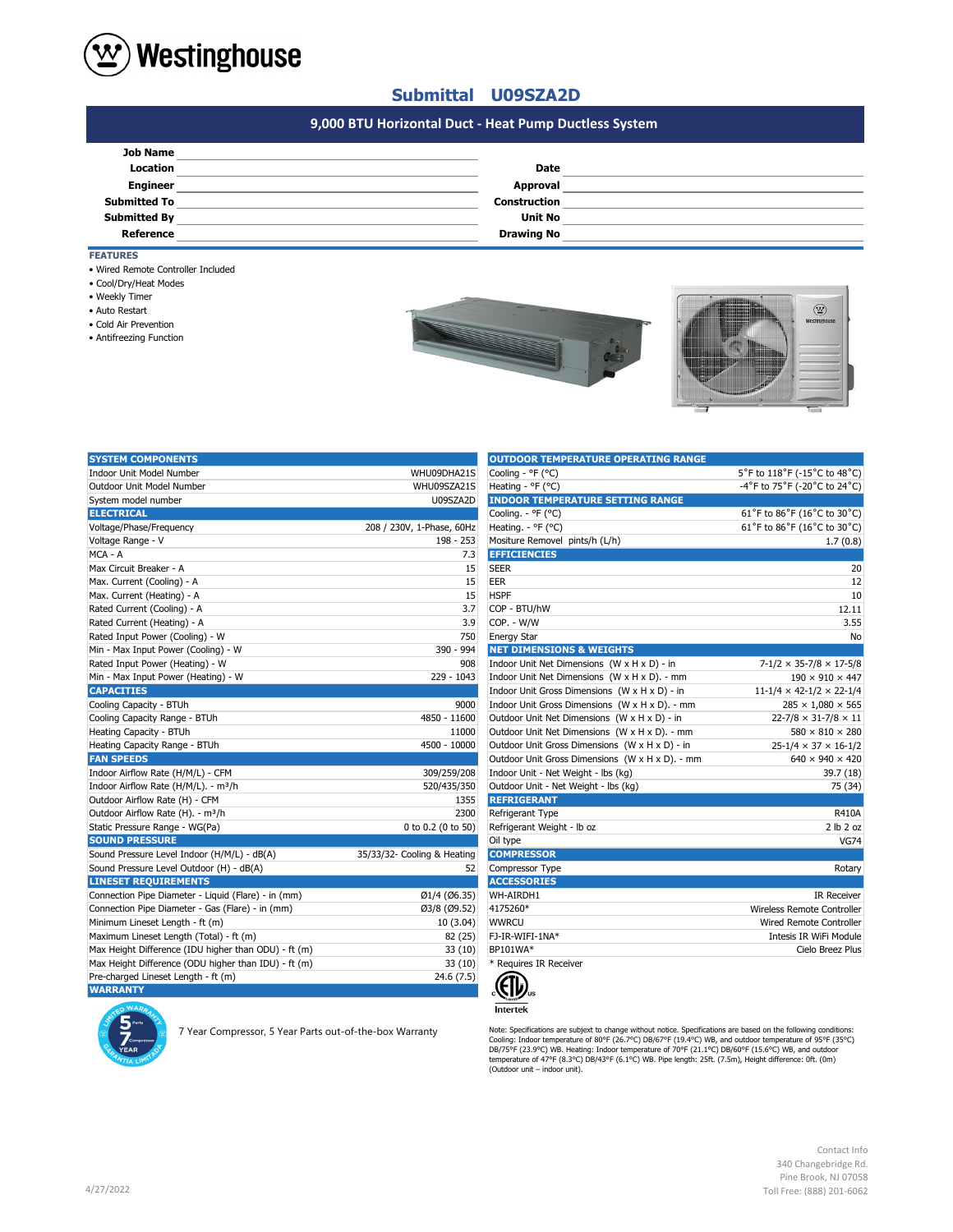# Westinghouse

## Submittal U09SZA2D

### 9,000 BTU Horizontal Duct - Heat Pump Ductless System

| | | | |
|---|---|---|---|
| **Job Name** | | | |
| **Location** | | **Date** | |
| **Engineer** | | **Approval** | |
| **Submitted To** | | **Construction** | |
| **Submitted By** | | **Unit No** | |
| **Reference** | | **Drawing No** | |

**FEATURES**

- Wired Remote Controller Included
- Cool/Dry/Heat Modes
- Weekly Timer
- Auto Restart
- Cold Air Prevention
- Antifreezing Function

| SYSTEM COMPONENTS | |
|---|---|
| Indoor Unit Model Number | WHU09DHA21S |
| Outdoor Unit Model Number | WHU09SZA21S |
| System model number | U09SZA2D |
| **ELECTRICAL** | |
| Voltage/Phase/Frequency | 208 / 230V, 1-Phase, 60Hz |
| Voltage Range - V | 198 - 253 |
| MCA - A | 7.3 |
| Max Circuit Breaker - A | 15 |
| Max. Current (Cooling) - A | 15 |
| Max. Current (Heating) - A | 15 |
| Rated Current (Cooling) - A | 3.7 |
| Rated Current (Heating) - A | 3.9 |
| Rated Input Power (Cooling) - W | 750 |
| Min - Max Input Power (Cooling) - W | 390 - 994 |
| Rated Input Power (Heating) - W | 908 |
| Min - Max Input Power (Heating) - W | 229 - 1043 |
| **CAPACITIES** | |
| Cooling Capacity - BTUh | 9000 |
| Cooling Capacity Range - BTUh | 4850 - 11600 |
| Heating Capacity - BTUh | 11000 |
| Heating Capacity Range - BTUh | 4500 - 10000 |
| **FAN SPEEDS** | |
| Indoor Airflow Rate (H/M/L) - CFM | 309/259/208 |
| Indoor Airflow Rate (H/M/L). - m³/h | 520/435/350 |
| Outdoor Airflow Rate (H) - CFM | 1355 |
| Outdoor Airflow Rate (H). - m³/h | 2300 |
| Static Pressure Range - WG(Pa) | 0 to 0.2 (0 to 50) |
| **SOUND PRESSURE** | |
| Sound Pressure Level Indoor (H/M/L) - dB(A) | 35/33/32- Cooling & Heating |
| Sound Pressure Level Outdoor (H) - dB(A) | 52 |
| **LINESET REQUIREMENTS** | |
| Connection Pipe Diameter - Liquid (Flare) - in (mm) | Ø1/4 (Ø6.35) |
| Connection Pipe Diameter - Gas (Flare) - in (mm) | Ø3/8 (Ø9.52) |
| Minimum Lineset Length - ft (m) | 10 (3.04) |
| Maximum Lineset Length (Total) - ft (m) | 82 (25) |
| Max Height Difference (IDU higher than ODU) - ft (m) | 33 (10) |
| Max Height Difference (ODU higher than IDU) - ft (m) | 33 (10) |
| Pre-charged Lineset Length - ft (m) | 24.6 (7.5) |
| **WARRANTY** | |

7 Year Compressor, 5 Year Parts out-of-the-box Warranty

| OUTDOOR TEMPERATURE OPERATING RANGE | |
|---|---|
| Cooling - °F (°C) | 5°F to 118°F (-15°C to 48°C) |
| Heating - °F (°C) | -4°F to 75°F (-20°C to 24°C) |
| **INDOOR TEMPERATURE SETTING RANGE** | |
| Cooling. - °F (°C) | 61°F to 86°F (16°C to 30°C) |
| Heating. - °F (°C) | 61°F to 86°F (16°C to 30°C) |
| Mositure Removel pints/h (L/h) | 1.7 (0.8) |
| **EFFICIENCIES** | |
| SEER | 20 |
| EER | 12 |
| HSPF | 10 |
| COP - BTU/hW | 12.11 |
| COP. - W/W | 3.55 |
| Energy Star | No |
| **NET DIMENSIONS & WEIGHTS** | |
| Indoor Unit Net Dimensions (W x H x D) - in | 7-1/2 × 35-7/8 × 17-5/8 |
| Indoor Unit Net Dimensions (W x H x D). - mm | 190 × 910 × 447 |
| Indoor Unit Gross Dimensions (W x H x D) - in | 11-1/4 × 42-1/2 × 22-1/4 |
| Indoor Unit Gross Dimensions (W x H x D). - mm | 285 × 1,080 × 565 |
| Outdoor Unit Net Dimensions (W x H x D) - in | 22-7/8 × 31-7/8 × 11 |
| Outdoor Unit Net Dimensions (W x H x D). - mm | 580 × 810 × 280 |
| Outdoor Unit Gross Dimensions (W x H x D) - in | 25-1/4 × 37 × 16-1/2 |
| Outdoor Unit Gross Dimensions (W x H x D). - mm | 640 × 940 × 420 |
| Indoor Unit - Net Weight - lbs (kg) | 39.7 (18) |
| Outdoor Unit - Net Weight - lbs (kg) | 75 (34) |
| **REFRIGERANT** | |
| Refrigerant Type | R410A |
| Refrigerant Weight - lb oz | 2 lb 2 oz |
| Oil type | VG74 |
| **COMPRESSOR** | |
| Compressor Type | Rotary |
| **ACCESSORIES** | |
| WH-AIRDH1 | IR Receiver |
| 4175260* | Wireless Remote Controller |
| WWRCU | Wired Remote Controller |
| FJ-IR-WIFI-1NA* | Intesis IR WiFi Module |
| BP101WA* | Cielo Breez Plus |

\* Requires IR Receiver

Intertek

Note: Specifications are subject to change without notice. Specifications are based on the following conditions: Cooling: Indoor temperature of 80°F (26.7°C) DB/67°F (19.4°C) WB, and outdoor temperature of 95°F (35°C) DB/75°F (23.9°C) WB. Heating: Indoor temperature of 70°F (21.1°C) DB/60°F (15.6°C) WB, and outdoor temperature of 47°F (8.3°C) DB/43°F (6.1°C) WB. Pipe length: 25ft. (7.5m), Height difference: 0ft. (0m) (Outdoor unit – indoor unit).

4/27/2022

Contact Info
340 Changebridge Rd.
Pine Brook, NJ 07058
Toll Free: (888) 201-6062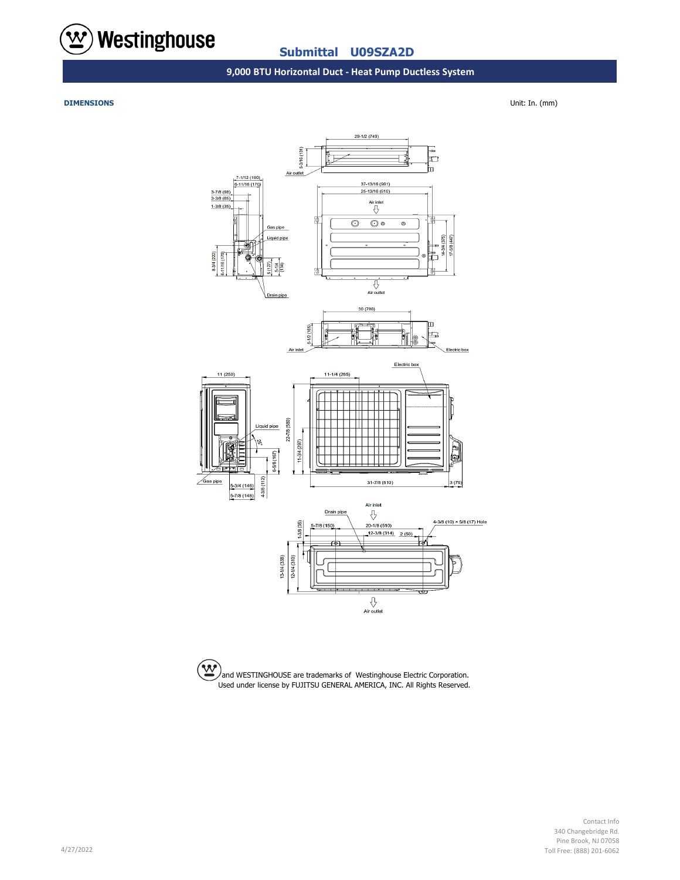Westinghouse

## Submittal U09SZA2D

**9,000 BTU Horizontal Duct - Heat Pump Ductless System**

**DIMENSIONS**

Unit: In. (mm)

29-1/2 (749)
5-3/16 (131)
Air outlet
7-1/12 (190)
6-11/16 (170)
3-7/8 (98)
3-3/8 (85)
1-3/8 (35)
37-13/16 (961)
25-13/16 (910)
Air inlet
Gas pipe
Liquid pipe
14-3/4 (375)
17-5/8 (447)
8-3/4 (222)
6-11/16 (170)
5 (127)
5-1/4 (134)
Air outlet
Drain pipe
30 (760)
6-1/2 (165)
Air inlet
Electric box
Electric box
11 (250)
11-1/4 (285)
Liquid pipe
25°
22-7/8 (580)
11-3/4 (297)
6-5/8 (167)
Gas pipe
5-3/4 (146)
5-7/8 (148)
4-3/8 (112)
31-7/8 (810)
3 (76)
Air inlet
Drain pipe
5-7/8 (150)
20-1/8 (510)
12-3/8 (314)
2 (50)
4-3/8 (10) × 5/8 (17) Hole
1-3/8 (35)
13-1/4 (338)
12-1/4 (310)
Air outlet

and WESTINGHOUSE are trademarks of Westinghouse Electric Corporation.
Used under license by FUJITSU GENERAL AMERICA, INC. All Rights Reserved.

4/27/2022

Contact Info
340 Changebridge Rd.
Pine Brook, NJ 07058
Toll Free: (888) 201-6062